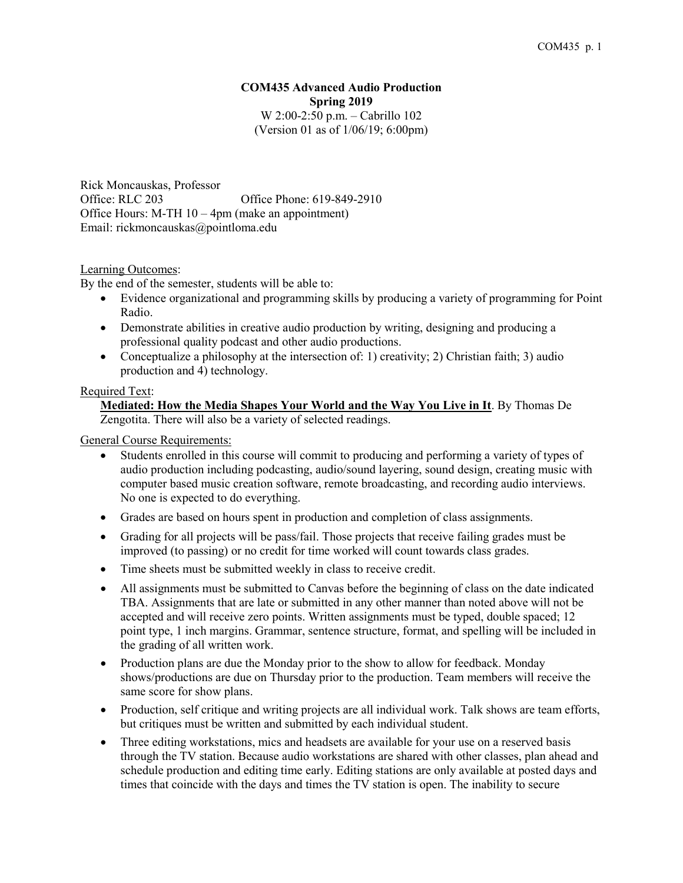# COM435 Advanced Audio Production

**Spring 2019**

W 2:00-2:50 p.m. – Cabrillo 102

(Version 01 as of 1/06/19; 6:00pm)

Rick Moncauskas, Professor
Office: RLC 203 Office Phone: 619-849-2910
Office Hours: M-TH 10 – 4pm (make an appointment)
Email: rickmoncauskas@pointloma.edu

## Learning Outcomes:

By the end of the semester, students will be able to:

- Evidence organizational and programming skills by producing a variety of programming for Point Radio.
- Demonstrate abilities in creative audio production by writing, designing and producing a professional quality podcast and other audio productions.
- Conceptualize a philosophy at the intersection of: 1) creativity; 2) Christian faith; 3) audio production and 4) technology.

## Required Text:

**Mediated: How the Media Shapes Your World and the Way You Live in It**. By Thomas De Zengotita. There will also be a variety of selected readings.

## General Course Requirements:

- Students enrolled in this course will commit to producing and performing a variety of types of audio production including podcasting, audio/sound layering, sound design, creating music with computer based music creation software, remote broadcasting, and recording audio interviews. No one is expected to do everything.
- Grades are based on hours spent in production and completion of class assignments.
- Grading for all projects will be pass/fail. Those projects that receive failing grades must be improved (to passing) or no credit for time worked will count towards class grades.
- Time sheets must be submitted weekly in class to receive credit.
- All assignments must be submitted to Canvas before the beginning of class on the date indicated TBA. Assignments that are late or submitted in any other manner than noted above will not be accepted and will receive zero points. Written assignments must be typed, double spaced; 12 point type, 1 inch margins. Grammar, sentence structure, format, and spelling will be included in the grading of all written work.
- Production plans are due the Monday prior to the show to allow for feedback. Monday shows/productions are due on Thursday prior to the production. Team members will receive the same score for show plans.
- Production, self critique and writing projects are all individual work. Talk shows are team efforts, but critiques must be written and submitted by each individual student.
- Three editing workstations, mics and headsets are available for your use on a reserved basis through the TV station. Because audio workstations are shared with other classes, plan ahead and schedule production and editing time early. Editing stations are only available at posted days and times that coincide with the days and times the TV station is open. The inability to secure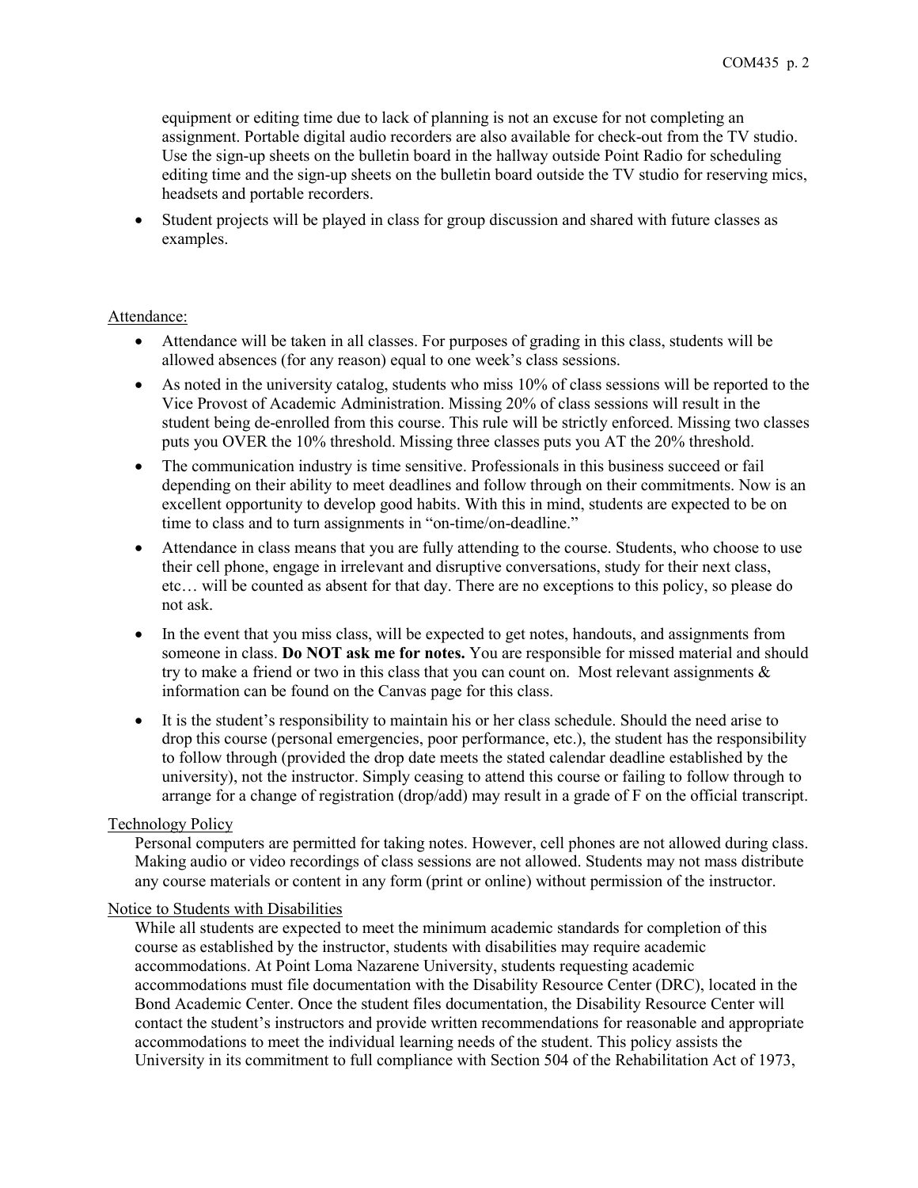equipment or editing time due to lack of planning is not an excuse for not completing an assignment. Portable digital audio recorders are also available for check-out from the TV studio. Use the sign-up sheets on the bulletin board in the hallway outside Point Radio for scheduling editing time and the sign-up sheets on the bulletin board outside the TV studio for reserving mics, headsets and portable recorders.

- Student projects will be played in class for group discussion and shared with future classes as examples.

## Attendance:

- Attendance will be taken in all classes. For purposes of grading in this class, students will be allowed absences (for any reason) equal to one week's class sessions.
- As noted in the university catalog, students who miss 10% of class sessions will be reported to the Vice Provost of Academic Administration. Missing 20% of class sessions will result in the student being de-enrolled from this course. This rule will be strictly enforced. Missing two classes puts you OVER the 10% threshold. Missing three classes puts you AT the 20% threshold.
- The communication industry is time sensitive. Professionals in this business succeed or fail depending on their ability to meet deadlines and follow through on their commitments. Now is an excellent opportunity to develop good habits. With this in mind, students are expected to be on time to class and to turn assignments in "on-time/on-deadline."
- Attendance in class means that you are fully attending to the course. Students, who choose to use their cell phone, engage in irrelevant and disruptive conversations, study for their next class, etc… will be counted as absent for that day. There are no exceptions to this policy, so please do not ask.
- In the event that you miss class, will be expected to get notes, handouts, and assignments from someone in class. **Do NOT ask me for notes.** You are responsible for missed material and should try to make a friend or two in this class that you can count on. Most relevant assignments & information can be found on the Canvas page for this class.
- It is the student's responsibility to maintain his or her class schedule. Should the need arise to drop this course (personal emergencies, poor performance, etc.), the student has the responsibility to follow through (provided the drop date meets the stated calendar deadline established by the university), not the instructor. Simply ceasing to attend this course or failing to follow through to arrange for a change of registration (drop/add) may result in a grade of F on the official transcript.

## Technology Policy

Personal computers are permitted for taking notes. However, cell phones are not allowed during class. Making audio or video recordings of class sessions are not allowed. Students may not mass distribute any course materials or content in any form (print or online) without permission of the instructor.

## Notice to Students with Disabilities

While all students are expected to meet the minimum academic standards for completion of this course as established by the instructor, students with disabilities may require academic accommodations. At Point Loma Nazarene University, students requesting academic accommodations must file documentation with the Disability Resource Center (DRC), located in the Bond Academic Center. Once the student files documentation, the Disability Resource Center will contact the student's instructors and provide written recommendations for reasonable and appropriate accommodations to meet the individual learning needs of the student. This policy assists the University in its commitment to full compliance with Section 504 of the Rehabilitation Act of 1973,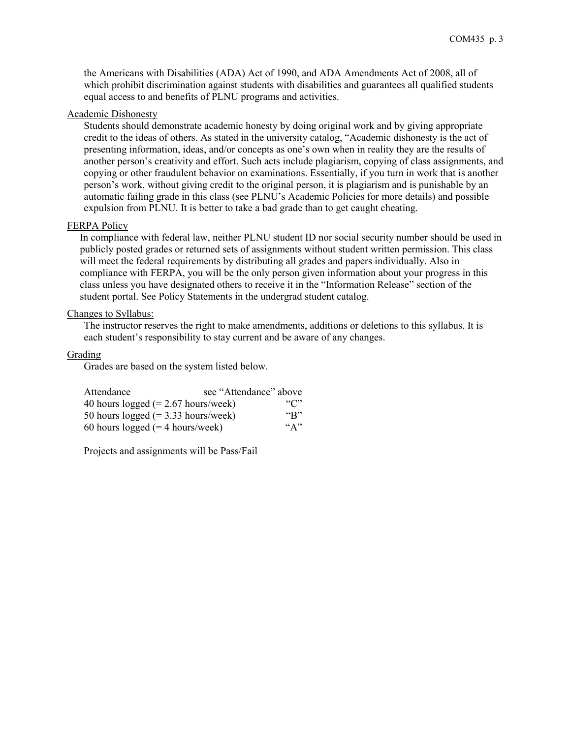the Americans with Disabilities (ADA) Act of 1990, and ADA Amendments Act of 2008, all of which prohibit discrimination against students with disabilities and guarantees all qualified students equal access to and benefits of PLNU programs and activities.

## Academic Dishonesty

Students should demonstrate academic honesty by doing original work and by giving appropriate credit to the ideas of others. As stated in the university catalog, "Academic dishonesty is the act of presenting information, ideas, and/or concepts as one's own when in reality they are the results of another person's creativity and effort. Such acts include plagiarism, copying of class assignments, and copying or other fraudulent behavior on examinations. Essentially, if you turn in work that is another person's work, without giving credit to the original person, it is plagiarism and is punishable by an automatic failing grade in this class (see PLNU's Academic Policies for more details) and possible expulsion from PLNU. It is better to take a bad grade than to get caught cheating.

## FERPA Policy

In compliance with federal law, neither PLNU student ID nor social security number should be used in publicly posted grades or returned sets of assignments without student written permission. This class will meet the federal requirements by distributing all grades and papers individually. Also in compliance with FERPA, you will be the only person given information about your progress in this class unless you have designated others to receive it in the "Information Release" section of the student portal. See Policy Statements in the undergrad student catalog.

## Changes to Syllabus:

The instructor reserves the right to make amendments, additions or deletions to this syllabus. It is each student's responsibility to stay current and be aware of any changes.

## Grading

Grades are based on the system listed below.

| | |
|---|---|
| Attendance | see "Attendance" above |
| 40 hours logged (= 2.67 hours/week) | "C" |
| 50 hours logged (= 3.33 hours/week) | "B" |
| 60 hours logged (= 4 hours/week) | "A" |

Projects and assignments will be Pass/Fail